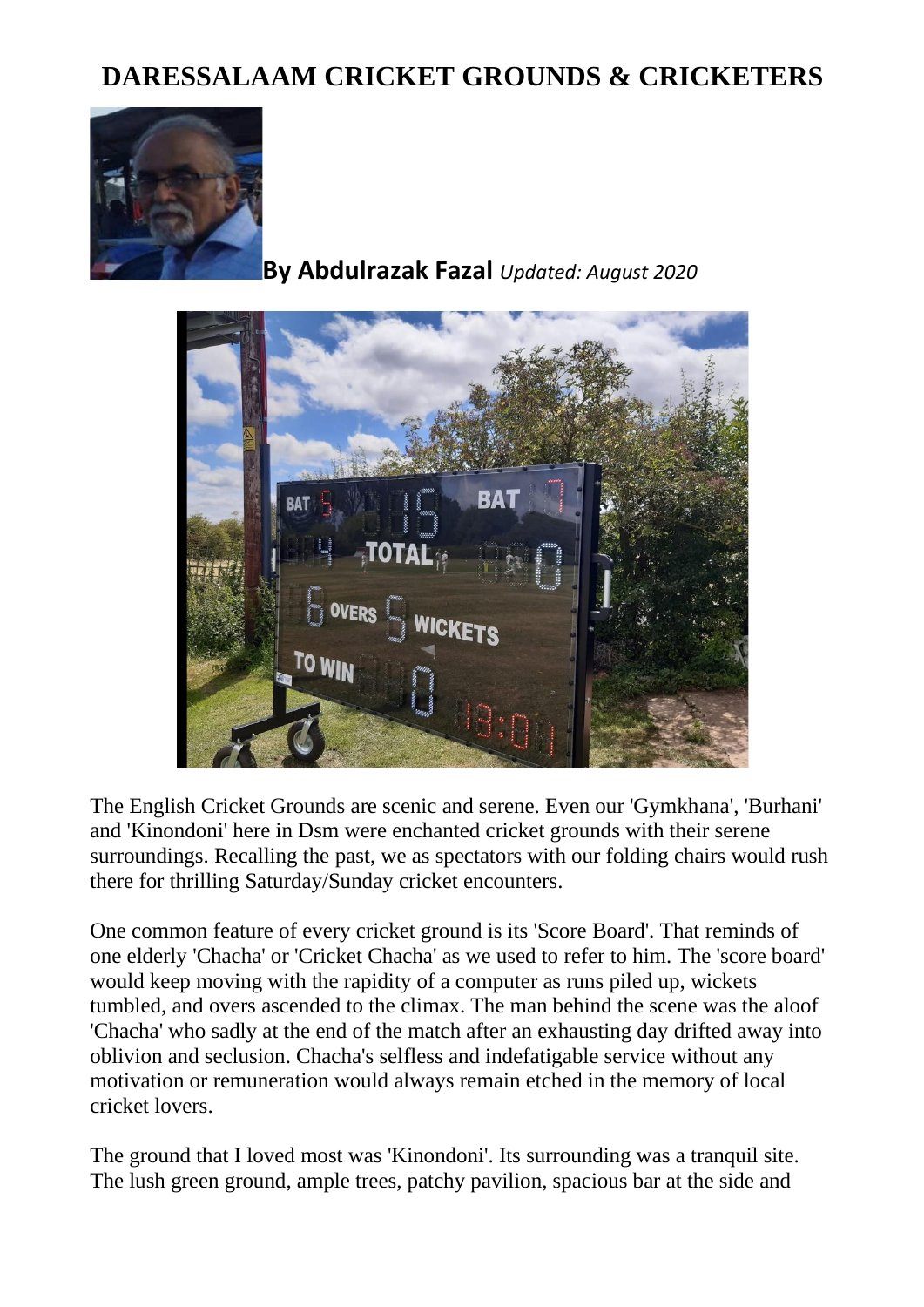# DARESSALAAM CRICKET GROUNDS & CRICKETERS

**By Abdulrazak Fazal** *Updated: August 2020*

The English Cricket Grounds are scenic and serene. Even our 'Gymkhana', 'Burhani' and 'Kinondoni' here in Dsm were enchanted cricket grounds with their serene surroundings. Recalling the past, we as spectators with our folding chairs would rush there for thrilling Saturday/Sunday cricket encounters.

One common feature of every cricket ground is its 'Score Board'. That reminds of one elderly 'Chacha' or 'Cricket Chacha' as we used to refer to him. The 'score board' would keep moving with the rapidity of a computer as runs piled up, wickets tumbled, and overs ascended to the climax. The man behind the scene was the aloof 'Chacha' who sadly at the end of the match after an exhausting day drifted away into oblivion and seclusion. Chacha's selfless and indefatigable service without any motivation or remuneration would always remain etched in the memory of local cricket lovers.

The ground that I loved most was 'Kinondoni'. Its surrounding was a tranquil site. The lush green ground, ample trees, patchy pavilion, spacious bar at the side and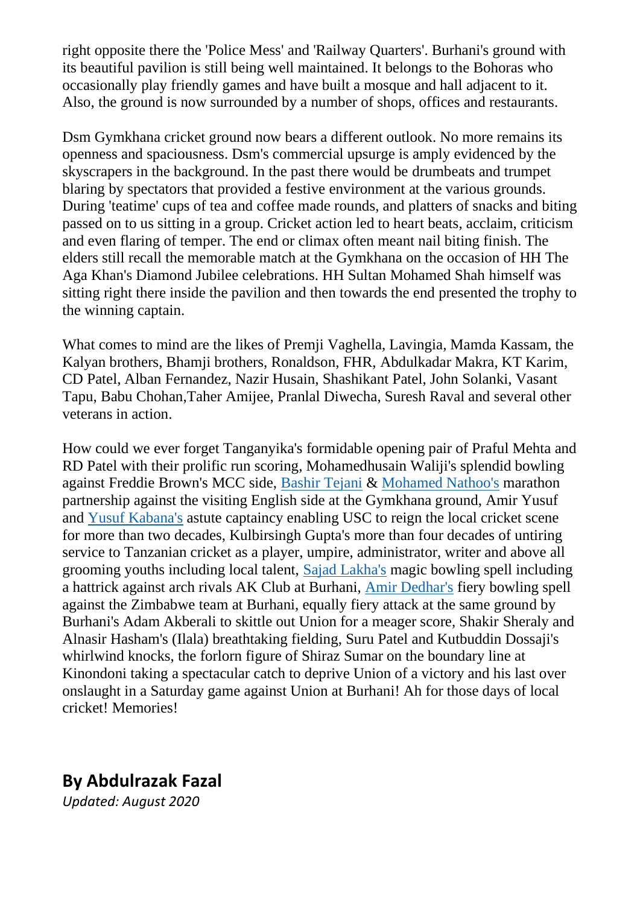right opposite there the 'Police Mess' and 'Railway Quarters'. Burhani's ground with its beautiful pavilion is still being well maintained. It belongs to the Bohoras who occasionally play friendly games and have built a mosque and hall adjacent to it. Also, the ground is now surrounded by a number of shops, offices and restaurants.

Dsm Gymkhana cricket ground now bears a different outlook. No more remains its openness and spaciousness. Dsm's commercial upsurge is amply evidenced by the skyscrapers in the background. In the past there would be drumbeats and trumpet blaring by spectators that provided a festive environment at the various grounds. During 'teatime' cups of tea and coffee made rounds, and platters of snacks and biting passed on to us sitting in a group. Cricket action led to heart beats, acclaim, criticism and even flaring of temper. The end or climax often meant nail biting finish. The elders still recall the memorable match at the Gymkhana on the occasion of HH The Aga Khan's Diamond Jubilee celebrations. HH Sultan Mohamed Shah himself was sitting right there inside the pavilion and then towards the end presented the trophy to the winning captain.

What comes to mind are the likes of Premji Vaghella, Lavingia, Mamda Kassam, the Kalyan brothers, Bhamji brothers, Ronaldson, FHR, Abdulkadar Makra, KT Karim, CD Patel, Alban Fernandez, Nazir Husain, Shashikant Patel, John Solanki, Vasant Tapu, Babu Chohan,Taher Amijee, Pranlal Diwecha, Suresh Raval and several other veterans in action.

How could we ever forget Tanganyika's formidable opening pair of Praful Mehta and RD Patel with their prolific run scoring, Mohamedhusain Waliji's splendid bowling against Freddie Brown's MCC side, Bashir Tejani & Mohamed Nathoo's marathon partnership against the visiting English side at the Gymkhana ground, Amir Yusuf and Yusuf Kabana's astute captaincy enabling USC to reign the local cricket scene for more than two decades, Kulbirsingh Gupta's more than four decades of untiring service to Tanzanian cricket as a player, umpire, administrator, writer and above all grooming youths including local talent, Sajad Lakha's magic bowling spell including a hattrick against arch rivals AK Club at Burhani, Amir Dedhar's fiery bowling spell against the Zimbabwe team at Burhani, equally fiery attack at the same ground by Burhani's Adam Akberali to skittle out Union for a meager score, Shakir Sheraly and Alnasir Hasham's (Ilala) breathtaking fielding, Suru Patel and Kutbuddin Dossaji's whirlwind knocks, the forlorn figure of Shiraz Sumar on the boundary line at Kinondoni taking a spectacular catch to deprive Union of a victory and his last over onslaught in a Saturday game against Union at Burhani! Ah for those days of local cricket! Memories!

## By Abdulrazak Fazal

*Updated: August 2020*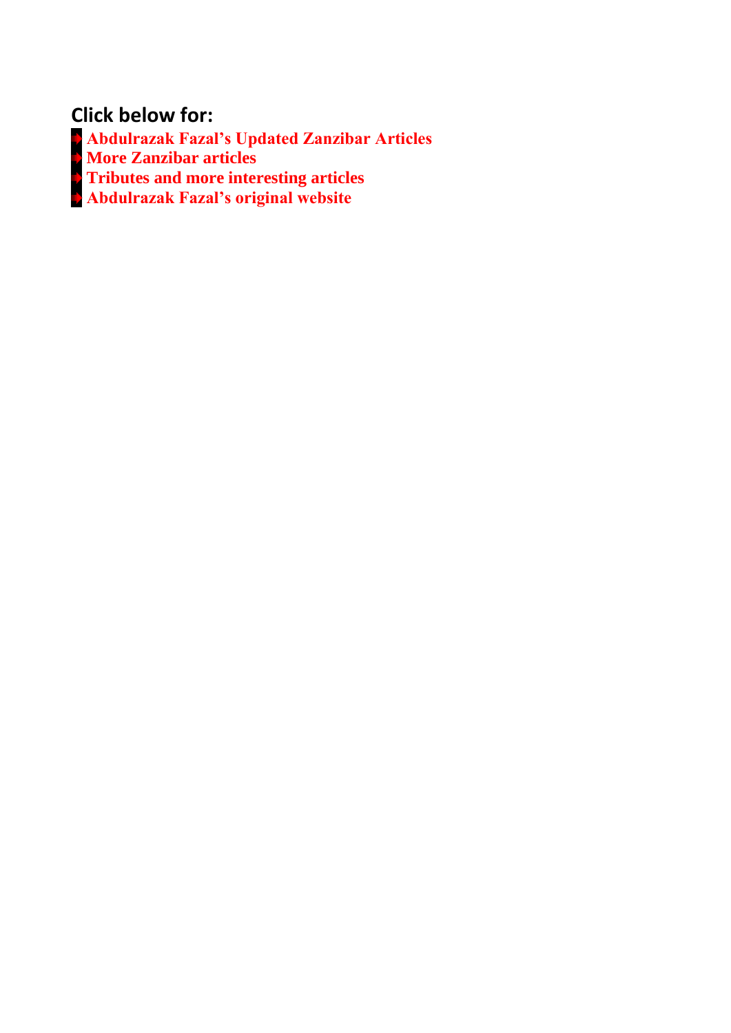**Click below for:**

- **Abdulrazak Fazal's Updated Zanzibar Articles**
- **More Zanzibar articles**
- **Tributes and more interesting articles**
- **Abdulrazak Fazal's original website**